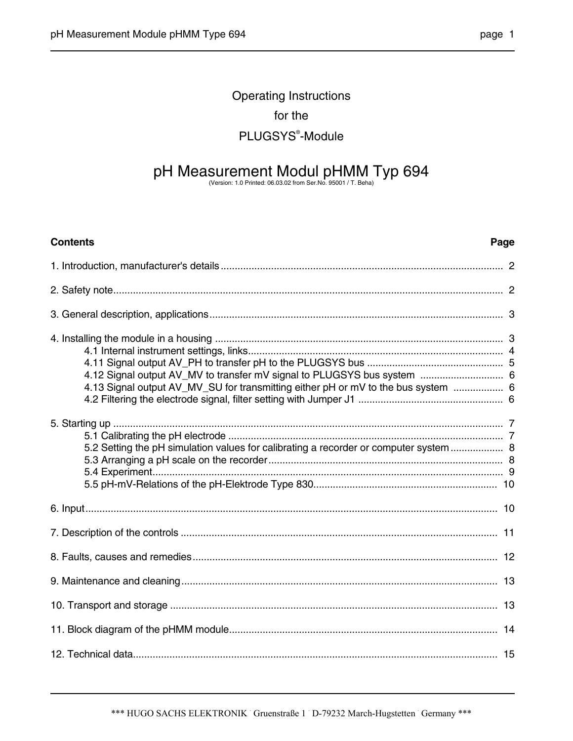Operating Instructions

for the

PLUGSYS®-Module

# pH Measurement Modul pHMM Typ 694

(Version: 1.0 Printed: 06.03.02 from Ser.No. 95001 / T. Beha)

| **Contents** | **Page** |
|---|---|
| 1. Introduction, manufacturer's details | 2 |
| 2. Safety note | 2 |
| 3. General description, applications | 3 |
| 4. Installing the module in a housing | 3 |
| 4.1 Internal instrument settings, links | 4 |
| 4.11 Signal output AV_PH to transfer pH to the PLUGSYS bus | 5 |
| 4.12 Signal output AV_MV to transfer mV signal to PLUGSYS bus system | 6 |
| 4.13 Signal output AV_MV_SU for transmitting either pH or mV to the bus system | 6 |
| 4.2 Filtering the electrode signal, filter setting with Jumper J1 | 6 |
| 5. Starting up | 7 |
| 5.1 Calibrating the pH electrode | 7 |
| 5.2 Setting the pH simulation values for calibrating a recorder or computer system | 8 |
| 5.3 Arranging a pH scale on the recorder | 8 |
| 5.4 Experiment | 9 |
| 5.5 pH-mV-Relations of the pH-Elektrode Type 830 | 10 |
| 6. Input | 10 |
| 7. Description of the controls | 11 |
| 8. Faults, causes and remedies | 12 |
| 9. Maintenance and cleaning | 13 |
| 10. Transport and storage | 13 |
| 11. Block diagram of the pHMM module | 14 |
| 12. Technical data | 15 |

*** HUGO SACHS ELEKTRONIK · Gruenstraße 1 · D-79232 March-Hugstetten · Germany ***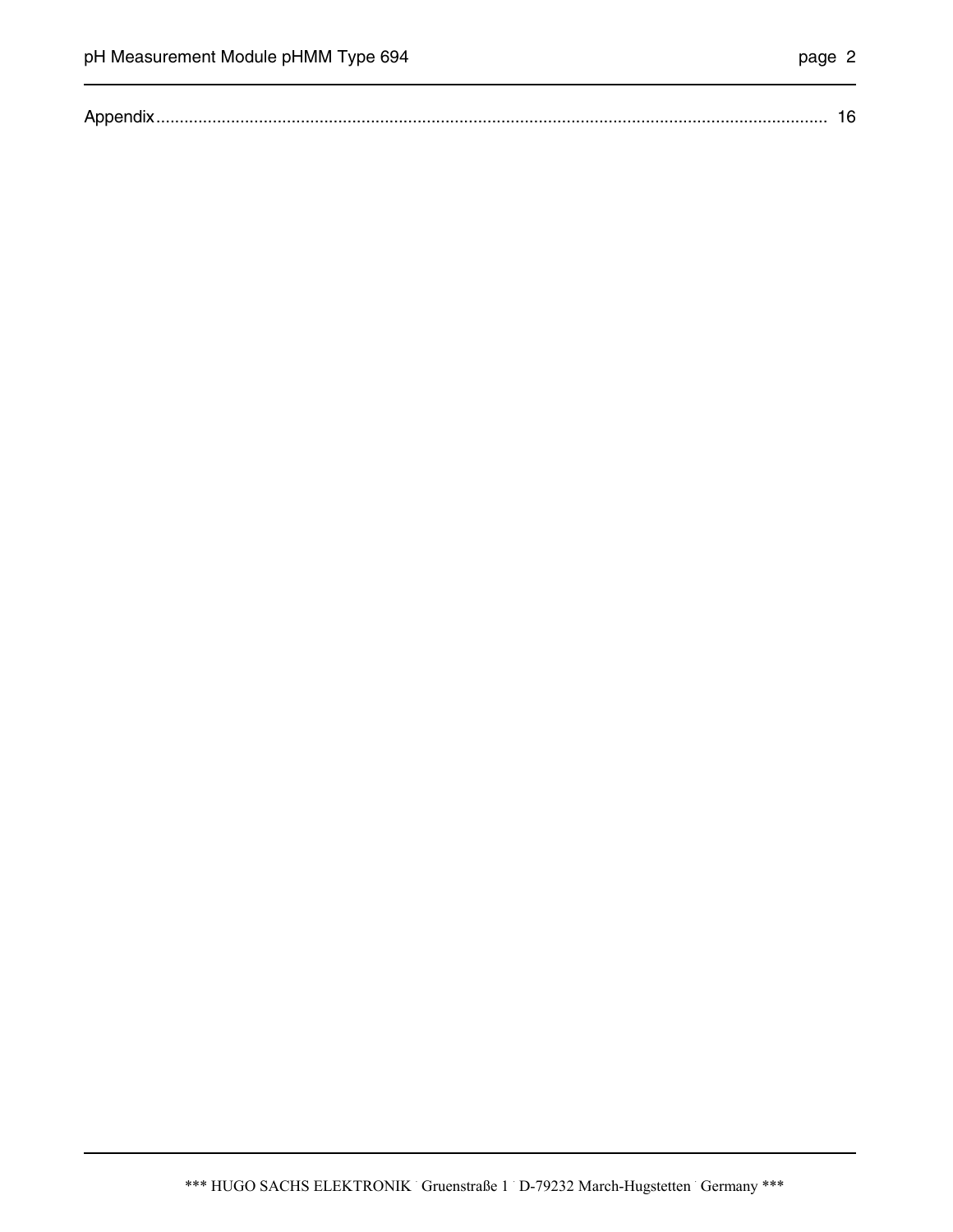Appendix................................................................................................................................................ 16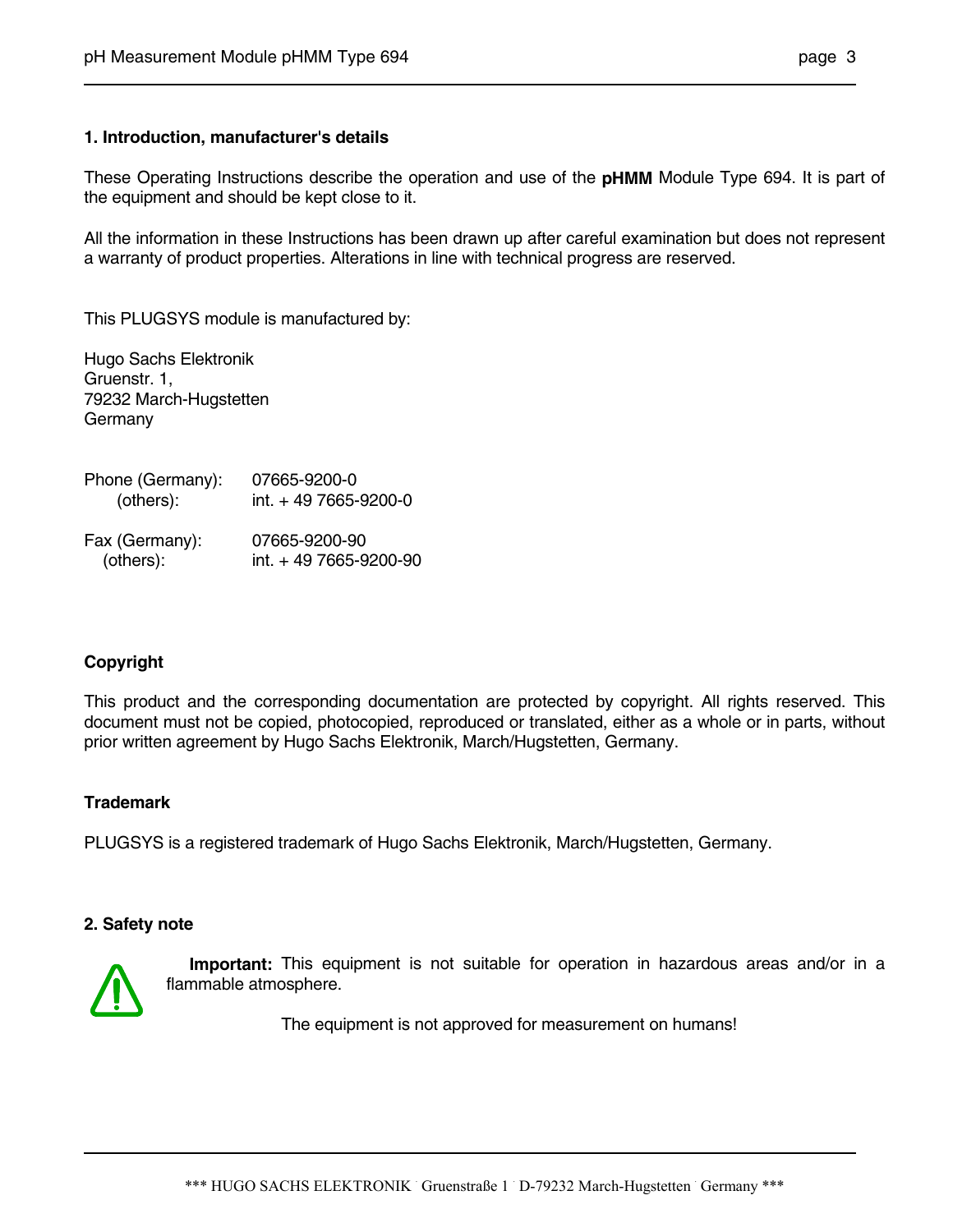## 1. Introduction, manufacturer's details

These Operating Instructions describe the operation and use of the **pHMM** Module Type 694. It is part of the equipment and should be kept close to it.

All the information in these Instructions has been drawn up after careful examination but does not represent a warranty of product properties. Alterations in line with technical progress are reserved.

This PLUGSYS module is manufactured by:

Hugo Sachs Elektronik
Gruenstr. 1,
79232 March-Hugstetten
Germany

| | |
|---|---|
| Phone (Germany): | 07665-9200-0 |
| (others): | int. + 49 7665-9200-0 |
| Fax (Germany): | 07665-9200-90 |
| (others): | int. + 49 7665-9200-90 |

### Copyright

This product and the corresponding documentation are protected by copyright. All rights reserved. This document must not be copied, photocopied, reproduced or translated, either as a whole or in parts, without prior written agreement by Hugo Sachs Elektronik, March/Hugstetten, Germany.

### Trademark

PLUGSYS is a registered trademark of Hugo Sachs Elektronik, March/Hugstetten, Germany.

## 2. Safety note

**Important:** This equipment is not suitable for operation in hazardous areas and/or in a flammable atmosphere.

The equipment is not approved for measurement on humans!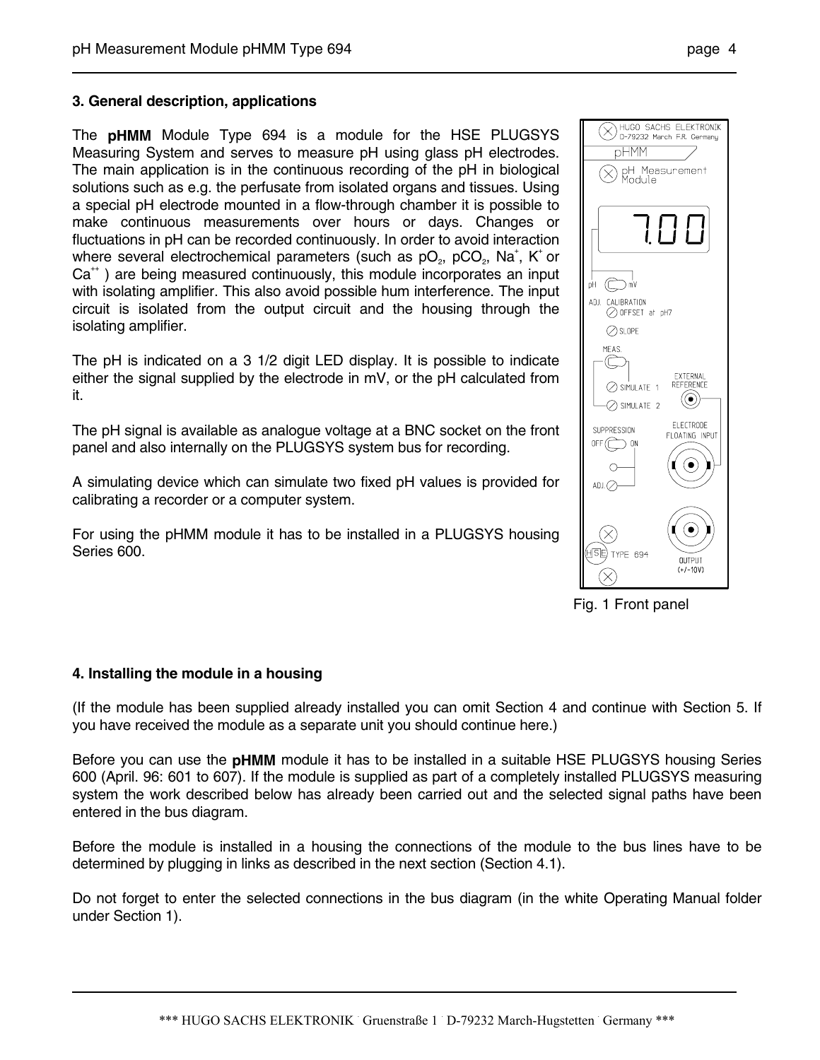## 3. General description, applications

The **pHMM** Module Type 694 is a module for the HSE PLUGSYS Measuring System and serves to measure pH using glass pH electrodes. The main application is in the continuous recording of the pH in biological solutions such as e.g. the perfusate from isolated organs and tissues. Using a special pH electrode mounted in a flow-through chamber it is possible to make continuous measurements over hours or days. Changes or fluctuations in pH can be recorded continuously. In order to avoid interaction where several electrochemical parameters (such as $pO_2$, $pCO_2$, $Na^+$, $K^+$ or $Ca^{++}$ ) are being measured continuously, this module incorporates an input with isolating amplifier. This also avoid possible hum interference. The input circuit is isolated from the output circuit and the housing through the isolating amplifier.

The pH is indicated on a 3 1/2 digit LED display. It is possible to indicate either the signal supplied by the electrode in mV, or the pH calculated from it.

The pH signal is available as analogue voltage at a BNC socket on the front panel and also internally on the PLUGSYS system bus for recording.

A simulating device which can simulate two fixed pH values is provided for calibrating a recorder or a computer system.

For using the pHMM module it has to be installed in a PLUGSYS housing Series 600.

Fig. 1 Front panel

## 4. Installing the module in a housing

(If the module has been supplied already installed you can omit Section 4 and continue with Section 5. If you have received the module as a separate unit you should continue here.)

Before you can use the **pHMM** module it has to be installed in a suitable HSE PLUGSYS housing Series 600 (April. 96: 601 to 607). If the module is supplied as part of a completely installed PLUGSYS measuring system the work described below has already been carried out and the selected signal paths have been entered in the bus diagram.

Before the module is installed in a housing the connections of the module to the bus lines have to be determined by plugging in links as described in the next section (Section 4.1).

Do not forget to enter the selected connections in the bus diagram (in the white Operating Manual folder under Section 1).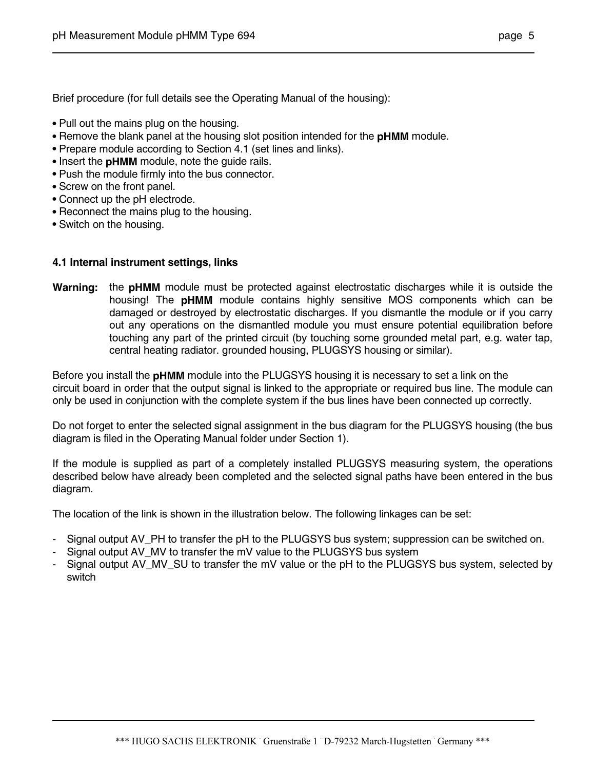Brief procedure (for full details see the Operating Manual of the housing):

- Pull out the mains plug on the housing.
- Remove the blank panel at the housing slot position intended for the **pHMM** module.
- Prepare module according to Section 4.1 (set lines and links).
- Insert the **pHMM** module, note the guide rails.
- Push the module firmly into the bus connector.
- Screw on the front panel.
- Connect up the pH electrode.
- Reconnect the mains plug to the housing.
- Switch on the housing.

### 4.1 Internal instrument settings, links

**Warning:** the **pHMM** module must be protected against electrostatic discharges while it is outside the housing! The **pHMM** module contains highly sensitive MOS components which can be damaged or destroyed by electrostatic discharges. If you dismantle the module or if you carry out any operations on the dismantled module you must ensure potential equilibration before touching any part of the printed circuit (by touching some grounded metal part, e.g. water tap, central heating radiator. grounded housing, PLUGSYS housing or similar).

Before you install the **pHMM** module into the PLUGSYS housing it is necessary to set a link on the circuit board in order that the output signal is linked to the appropriate or required bus line. The module can only be used in conjunction with the complete system if the bus lines have been connected up correctly.

Do not forget to enter the selected signal assignment in the bus diagram for the PLUGSYS housing (the bus diagram is filed in the Operating Manual folder under Section 1).

If the module is supplied as part of a completely installed PLUGSYS measuring system, the operations described below have already been completed and the selected signal paths have been entered in the bus diagram.

The location of the link is shown in the illustration below. The following linkages can be set:

- Signal output AV_PH to transfer the pH to the PLUGSYS bus system; suppression can be switched on.
- Signal output AV_MV to transfer the mV value to the PLUGSYS bus system
- Signal output AV_MV_SU to transfer the mV value or the pH to the PLUGSYS bus system, selected by switch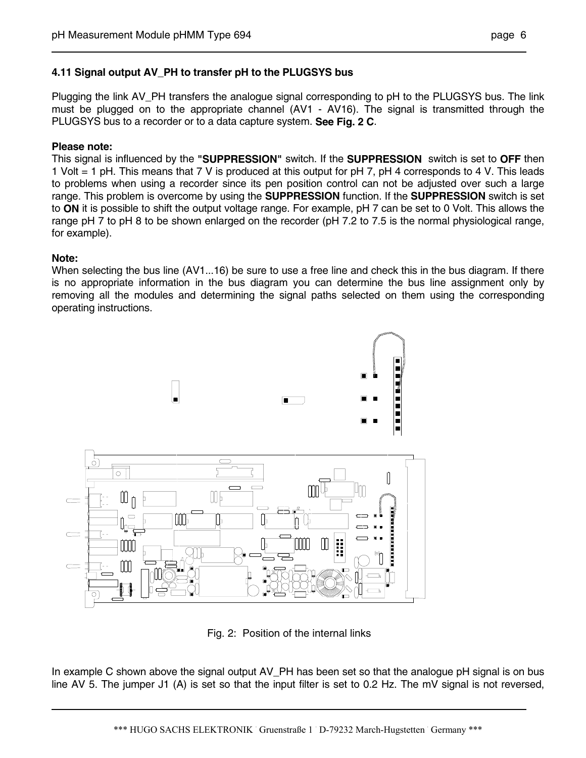### 4.11 Signal output AV_PH to transfer pH to the PLUGSYS bus

Plugging the link AV_PH transfers the analogue signal corresponding to pH to the PLUGSYS bus. The link must be plugged on to the appropriate channel (AV1 - AV16). The signal is transmitted through the PLUGSYS bus to a recorder or to a data capture system. **See Fig. 2 C**.

**Please note:**
This signal is influenced by the **"SUPPRESSION"** switch. If the **SUPPRESSION** switch is set to **OFF** then 1 Volt = 1 pH. This means that 7 V is produced at this output for pH 7, pH 4 corresponds to 4 V. This leads to problems when using a recorder since its pen position control can not be adjusted over such a large range. This problem is overcome by using the **SUPPRESSION** function. If the **SUPPRESSION** switch is set to **ON** it is possible to shift the output voltage range. For example, pH 7 can be set to 0 Volt. This allows the range pH 7 to pH 8 to be shown enlarged on the recorder (pH 7.2 to 7.5 is the normal physiological range, for example).

**Note:**
When selecting the bus line (AV1...16) be sure to use a free line and check this in the bus diagram. If there is no appropriate information in the bus diagram you can determine the bus line assignment only by removing all the modules and determining the signal paths selected on them using the corresponding operating instructions.

Fig. 2: Position of the internal links

In example C shown above the signal output AV_PH has been set so that the analogue pH signal is on bus line AV 5. The jumper J1 (A) is set so that the input filter is set to 0.2 Hz. The mV signal is not reversed,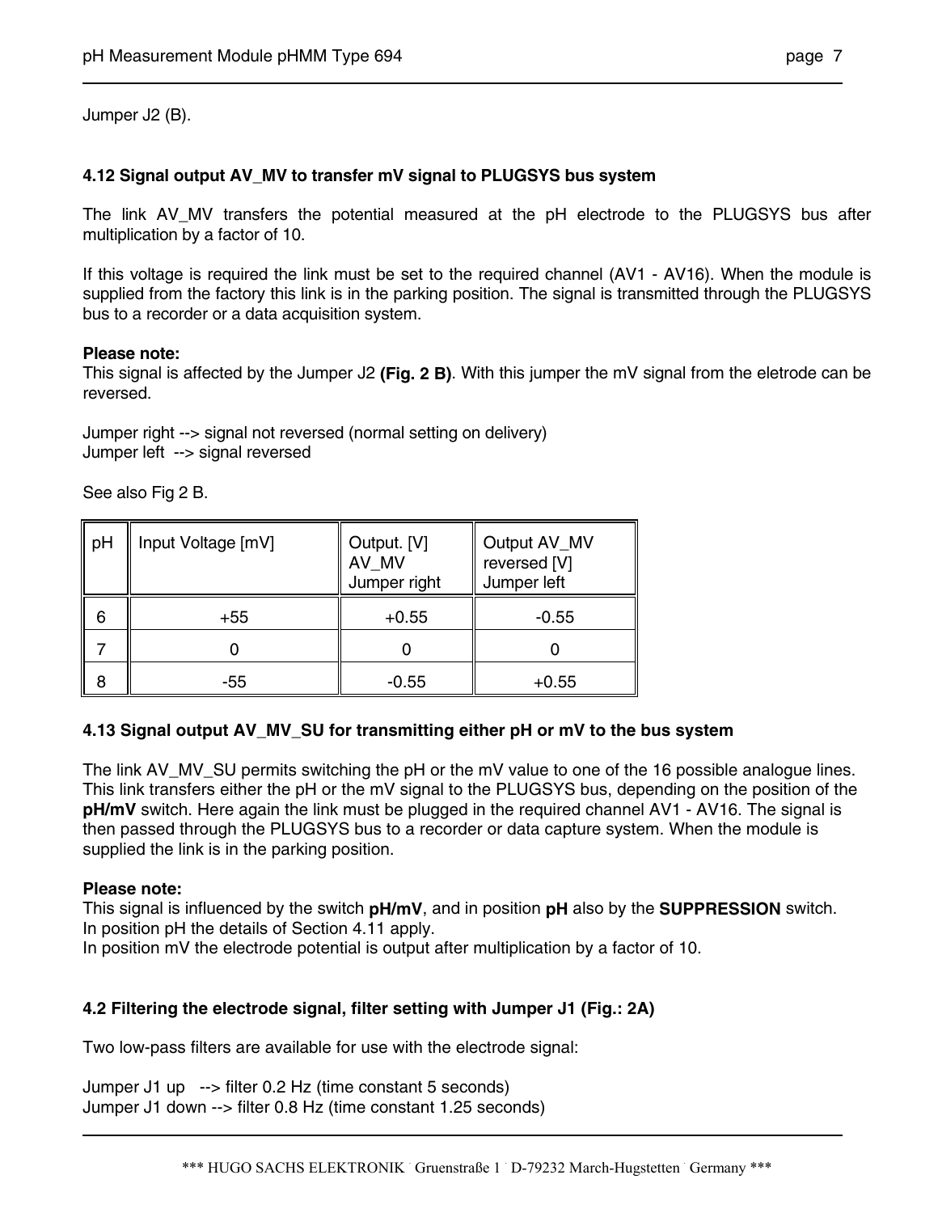Jumper J2 (B).

### 4.12 Signal output AV_MV to transfer mV signal to PLUGSYS bus system

The link AV_MV transfers the potential measured at the pH electrode to the PLUGSYS bus after multiplication by a factor of 10.

If this voltage is required the link must be set to the required channel (AV1 - AV16). When the module is supplied from the factory this link is in the parking position. The signal is transmitted through the PLUGSYS bus to a recorder or a data acquisition system.

**Please note:**
This signal is affected by the Jumper J2 **(Fig. 2 B)**. With this jumper the mV signal from the eletrode can be reversed.

Jumper right --> signal not reversed (normal setting on delivery)
Jumper left --> signal reversed

See also Fig 2 B.

| pH | Input Voltage [mV] | Output. [V] AV_MV Jumper right | Output AV_MV reversed [V] Jumper left |
|---|---|---|---|
| 6 | +55 | +0.55 | -0.55 |
| 7 | 0 | 0 | 0 |
| 8 | -55 | -0.55 | +0.55 |

### 4.13 Signal output AV_MV_SU for transmitting either pH or mV to the bus system

The link AV_MV_SU permits switching the pH or the mV value to one of the 16 possible analogue lines. This link transfers either the pH or the mV signal to the PLUGSYS bus, depending on the position of the **pH/mV** switch. Here again the link must be plugged in the required channel AV1 - AV16. The signal is then passed through the PLUGSYS bus to a recorder or data capture system. When the module is supplied the link is in the parking position.

**Please note:**
This signal is influenced by the switch **pH/mV**, and in position **pH** also by the **SUPPRESSION** switch.
In position pH the details of Section 4.11 apply.
In position mV the electrode potential is output after multiplication by a factor of 10.

### 4.2 Filtering the electrode signal, filter setting with Jumper J1 (Fig.: 2A)

Two low-pass filters are available for use with the electrode signal:

Jumper J1 up --> filter 0.2 Hz (time constant 5 seconds)
Jumper J1 down --> filter 0.8 Hz (time constant 1.25 seconds)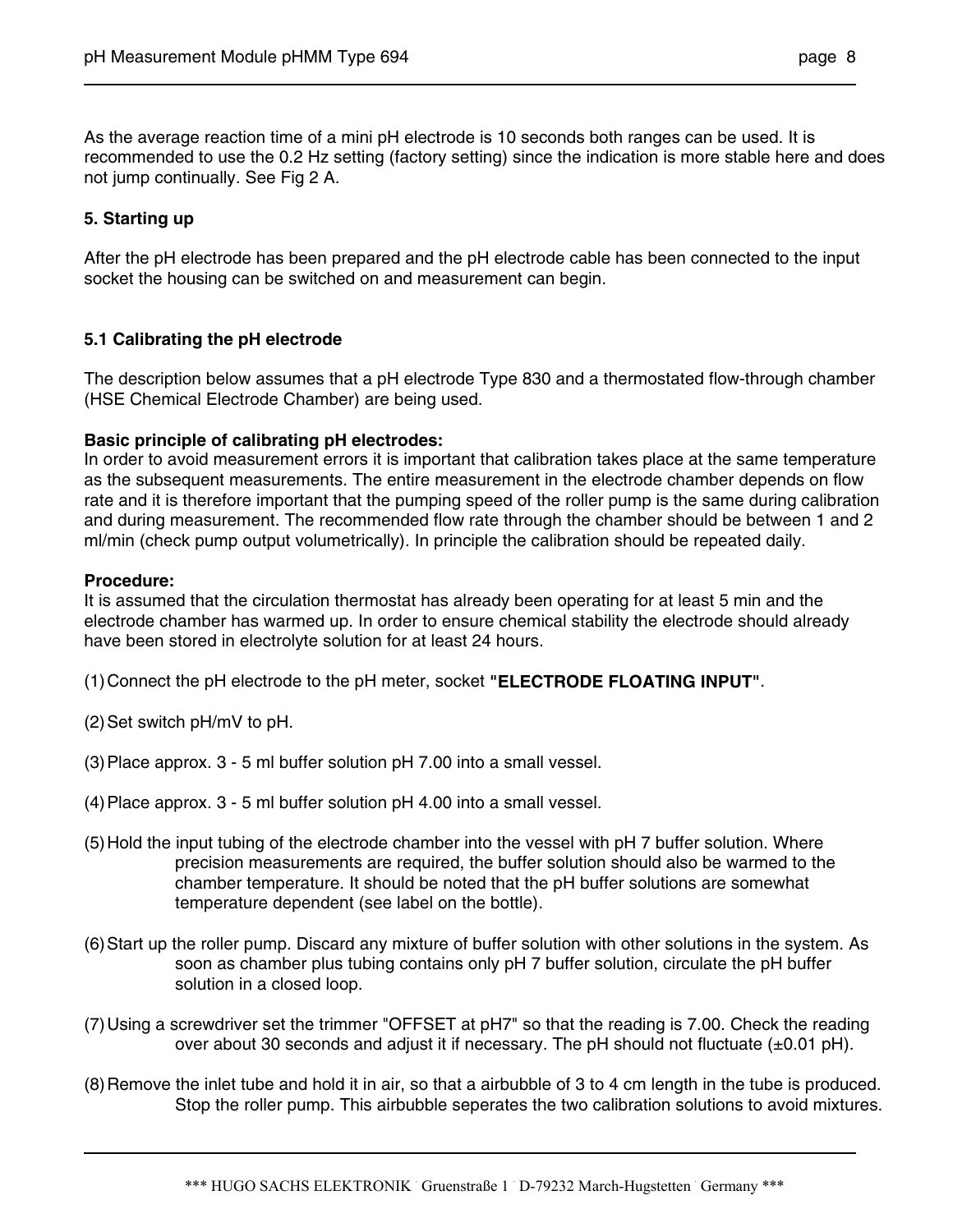As the average reaction time of a mini pH electrode is 10 seconds both ranges can be used. It is recommended to use the 0.2 Hz setting (factory setting) since the indication is more stable here and does not jump continually. See Fig 2 A.

## 5. Starting up

After the pH electrode has been prepared and the pH electrode cable has been connected to the input socket the housing can be switched on and measurement can begin.

### 5.1 Calibrating the pH electrode

The description below assumes that a pH electrode Type 830 and a thermostated flow-through chamber (HSE Chemical Electrode Chamber) are being used.

**Basic principle of calibrating pH electrodes:**
In order to avoid measurement errors it is important that calibration takes place at the same temperature as the subsequent measurements. The entire measurement in the electrode chamber depends on flow rate and it is therefore important that the pumping speed of the roller pump is the same during calibration and during measurement. The recommended flow rate through the chamber should be between 1 and 2 ml/min (check pump output volumetrically). In principle the calibration should be repeated daily.

**Procedure:**
It is assumed that the circulation thermostat has already been operating for at least 5 min and the electrode chamber has warmed up. In order to ensure chemical stability the electrode should already have been stored in electrolyte solution for at least 24 hours.

(1) Connect the pH electrode to the pH meter, socket **"ELECTRODE FLOATING INPUT"**.

(2) Set switch pH/mV to pH.

(3) Place approx. 3 - 5 ml buffer solution pH 7.00 into a small vessel.

(4) Place approx. 3 - 5 ml buffer solution pH 4.00 into a small vessel.

(5) Hold the input tubing of the electrode chamber into the vessel with pH 7 buffer solution. Where precision measurements are required, the buffer solution should also be warmed to the chamber temperature. It should be noted that the pH buffer solutions are somewhat temperature dependent (see label on the bottle).

(6) Start up the roller pump. Discard any mixture of buffer solution with other solutions in the system. As soon as chamber plus tubing contains only pH 7 buffer solution, circulate the pH buffer solution in a closed loop.

(7) Using a screwdriver set the trimmer "OFFSET at pH7" so that the reading is 7.00. Check the reading over about 30 seconds and adjust it if necessary. The pH should not fluctuate (±0.01 pH).

(8) Remove the inlet tube and hold it in air, so that a airbubble of 3 to 4 cm length in the tube is produced. Stop the roller pump. This airbubble seperates the two calibration solutions to avoid mixtures.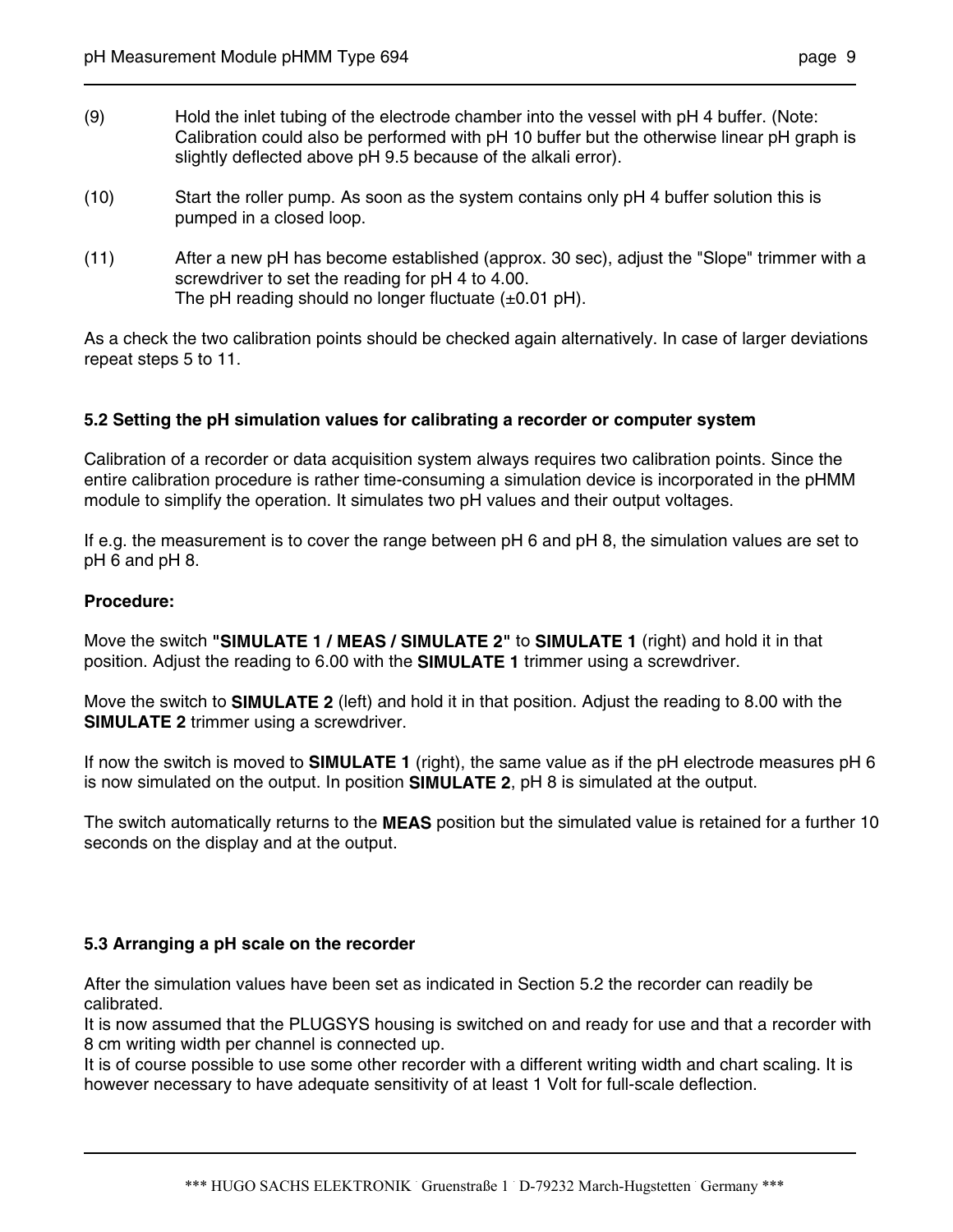(9) Hold the inlet tubing of the electrode chamber into the vessel with pH 4 buffer. (Note: Calibration could also be performed with pH 10 buffer but the otherwise linear pH graph is slightly deflected above pH 9.5 because of the alkali error).

(10) Start the roller pump. As soon as the system contains only pH 4 buffer solution this is pumped in a closed loop.

(11) After a new pH has become established (approx. 30 sec), adjust the "Slope" trimmer with a screwdriver to set the reading for pH 4 to 4.00.
The pH reading should no longer fluctuate (±0.01 pH).

As a check the two calibration points should be checked again alternatively. In case of larger deviations repeat steps 5 to 11.

### 5.2 Setting the pH simulation values for calibrating a recorder or computer system

Calibration of a recorder or data acquisition system always requires two calibration points. Since the entire calibration procedure is rather time-consuming a simulation device is incorporated in the pHMM module to simplify the operation. It simulates two pH values and their output voltages.

If e.g. the measurement is to cover the range between pH 6 and pH 8, the simulation values are set to pH 6 and pH 8.

**Procedure:**

Move the switch **"SIMULATE 1 / MEAS / SIMULATE 2"** to **SIMULATE 1** (right) and hold it in that position. Adjust the reading to 6.00 with the **SIMULATE 1** trimmer using a screwdriver.

Move the switch to **SIMULATE 2** (left) and hold it in that position. Adjust the reading to 8.00 with the **SIMULATE 2** trimmer using a screwdriver.

If now the switch is moved to **SIMULATE 1** (right), the same value as if the pH electrode measures pH 6 is now simulated on the output. In position **SIMULATE 2**, pH 8 is simulated at the output.

The switch automatically returns to the **MEAS** position but the simulated value is retained for a further 10 seconds on the display and at the output.

### 5.3 Arranging a pH scale on the recorder

After the simulation values have been set as indicated in Section 5.2 the recorder can readily be calibrated.
It is now assumed that the PLUGSYS housing is switched on and ready for use and that a recorder with 8 cm writing width per channel is connected up.
It is of course possible to use some other recorder with a different writing width and chart scaling. It is however necessary to have adequate sensitivity of at least 1 Volt for full-scale deflection.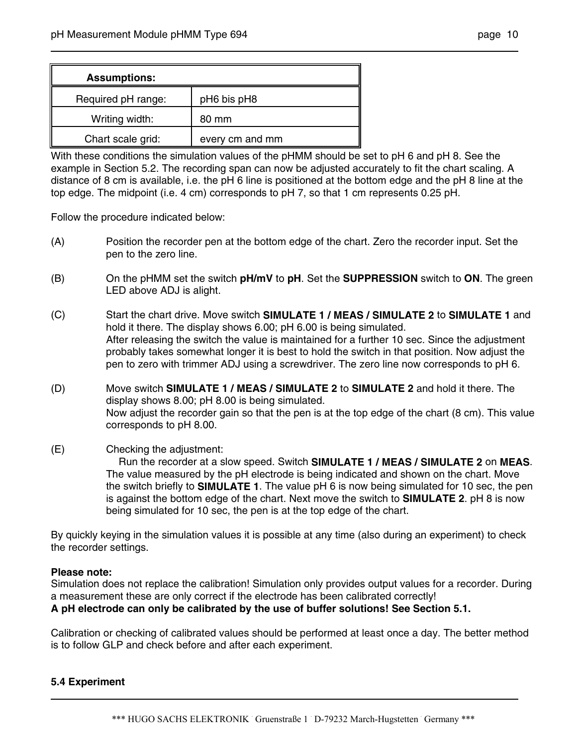| **Assumptions:** | |
|---|---|
| Required pH range: | pH6 bis pH8 |
| Writing width: | 80 mm |
| Chart scale grid: | every cm and mm |

With these conditions the simulation values of the pHMM should be set to pH 6 and pH 8. See the example in Section 5.2. The recording span can now be adjusted accurately to fit the chart scaling. A distance of 8 cm is available, i.e. the pH 6 line is positioned at the bottom edge and the pH 8 line at the top edge. The midpoint (i.e. 4 cm) corresponds to pH 7, so that 1 cm represents 0.25 pH.

Follow the procedure indicated below:

(A) Position the recorder pen at the bottom edge of the chart. Zero the recorder input. Set the pen to the zero line.

(B) On the pHMM set the switch **pH/mV** to **pH**. Set the **SUPPRESSION** switch to **ON**. The green LED above ADJ is alight.

(C) Start the chart drive. Move switch **SIMULATE 1 / MEAS / SIMULATE 2** to **SIMULATE 1** and hold it there. The display shows 6.00; pH 6.00 is being simulated.
After releasing the switch the value is maintained for a further 10 sec. Since the adjustment probably takes somewhat longer it is best to hold the switch in that position. Now adjust the pen to zero with trimmer ADJ using a screwdriver. The zero line now corresponds to pH 6.

(D) Move switch **SIMULATE 1 / MEAS / SIMULATE 2** to **SIMULATE 2** and hold it there. The display shows 8.00; pH 8.00 is being simulated.
Now adjust the recorder gain so that the pen is at the top edge of the chart (8 cm). This value corresponds to pH 8.00.

(E) Checking the adjustment:
Run the recorder at a slow speed. Switch **SIMULATE 1 / MEAS / SIMULATE 2** on **MEAS**. The value measured by the pH electrode is being indicated and shown on the chart. Move the switch briefly to **SIMULATE 1**. The value pH 6 is now being simulated for 10 sec, the pen is against the bottom edge of the chart. Next move the switch to **SIMULATE 2**. pH 8 is now being simulated for 10 sec, the pen is at the top edge of the chart.

By quickly keying in the simulation values it is possible at any time (also during an experiment) to check the recorder settings.

**Please note:**
Simulation does not replace the calibration! Simulation only provides output values for a recorder. During a measurement these are only correct if the electrode has been calibrated correctly!
**A pH electrode can only be calibrated by the use of buffer solutions! See Section 5.1.**

Calibration or checking of calibrated values should be performed at least once a day. The better method is to follow GLP and check before and after each experiment.

### 5.4 Experiment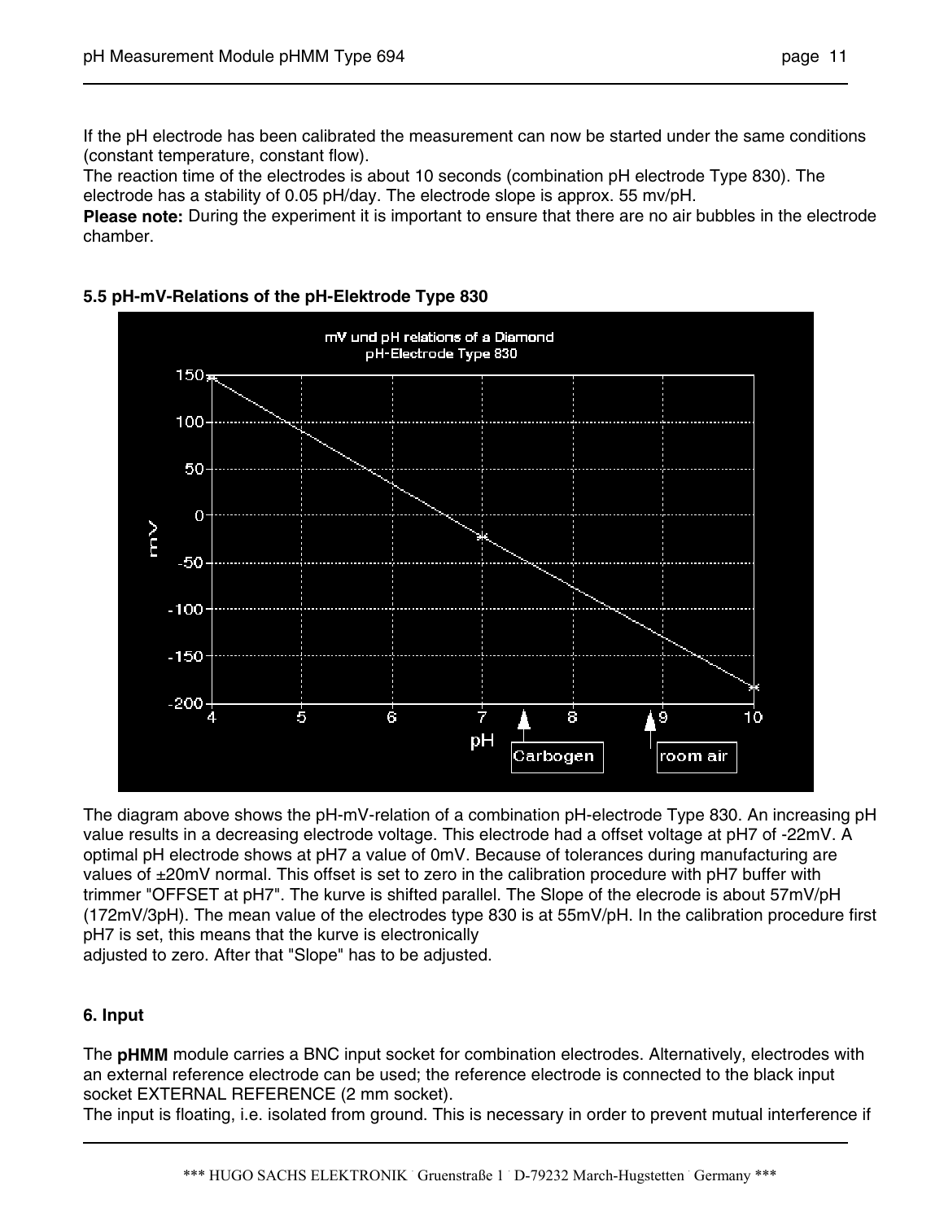If the pH electrode has been calibrated the measurement can now be started under the same conditions (constant temperature, constant flow).
The reaction time of the electrodes is about 10 seconds (combination pH electrode Type 830). The electrode has a stability of 0.05 pH/day. The electrode slope is approx. 55 mv/pH.
**Please note:** During the experiment it is important to ensure that there are no air bubbles in the electrode chamber.

### 5.5 pH-mV-Relations of the pH-Elektrode Type 830

The diagram above shows the pH-mV-relation of a combination pH-electrode Type 830. An increasing pH value results in a decreasing electrode voltage. This electrode had a offset voltage at pH7 of -22mV. A optimal pH electrode shows at pH7 a value of 0mV. Because of tolerances during manufacturing are values of ±20mV normal. This offset is set to zero in the calibration procedure with pH7 buffer with trimmer "OFFSET at pH7". The kurve is shifted parallel. The Slope of the elecrode is about 57mV/pH (172mV/3pH). The mean value of the electrodes type 830 is at 55mV/pH. In the calibration procedure first pH7 is set, this means that the kurve is electronically
adjusted to zero. After that "Slope" has to be adjusted.

## 6. Input

The **pHMM** module carries a BNC input socket for combination electrodes. Alternatively, electrodes with an external reference electrode can be used; the reference electrode is connected to the black input socket EXTERNAL REFERENCE (2 mm socket).
The input is floating, i.e. isolated from ground. This is necessary in order to prevent mutual interference if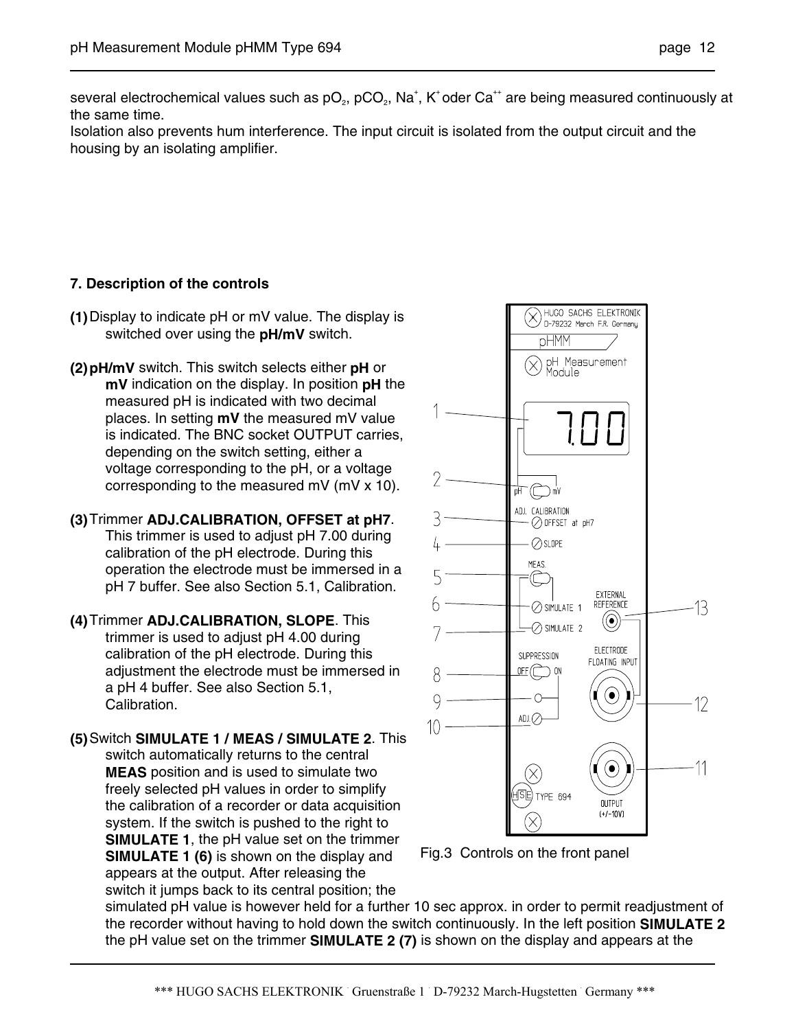several electrochemical values such as $pO_2$, $pCO_2$, $Na^+$, $K^+$ oder $Ca^{++}$ are being measured continuously at the same time.
Isolation also prevents hum interference. The input circuit is isolated from the output circuit and the housing by an isolating amplifier.

### 7. Description of the controls

**(1)** Display to indicate pH or mV value. The display is switched over using the **pH/mV** switch.

**(2)** **pH/mV** switch. This switch selects either **pH** or **mV** indication on the display. In position **pH** the measured pH is indicated with two decimal places. In setting **mV** the measured mV value is indicated. The BNC socket OUTPUT carries, depending on the switch setting, either a voltage corresponding to the pH, or a voltage corresponding to the measured mV (mV x 10).

**(3)** Trimmer **ADJ.CALIBRATION, OFFSET at pH7**. This trimmer is used to adjust pH 7.00 during calibration of the pH electrode. During this operation the electrode must be immersed in a pH 7 buffer. See also Section 5.1, Calibration.

**(4)** Trimmer **ADJ.CALIBRATION, SLOPE**. This trimmer is used to adjust pH 4.00 during calibration of the pH electrode. During this adjustment the electrode must be immersed in a pH 4 buffer. See also Section 5.1, Calibration.

**(5)** Switch **SIMULATE 1 / MEAS / SIMULATE 2**. This switch automatically returns to the central **MEAS** position and is used to simulate two freely selected pH values in order to simplify the calibration of a recorder or data acquisition system. If the switch is pushed to the right to **SIMULATE 1**, the pH value set on the trimmer **SIMULATE 1 (6)** is shown on the display and appears at the output. After releasing the switch it jumps back to its central position; the simulated pH value is however held for a further 10 sec approx. in order to permit readjustment of the recorder without having to hold down the switch continuously. In the left position **SIMULATE 2** the pH value set on the trimmer **SIMULATE 2 (7)** is shown on the display and appears at the

Fig.3 Controls on the front panel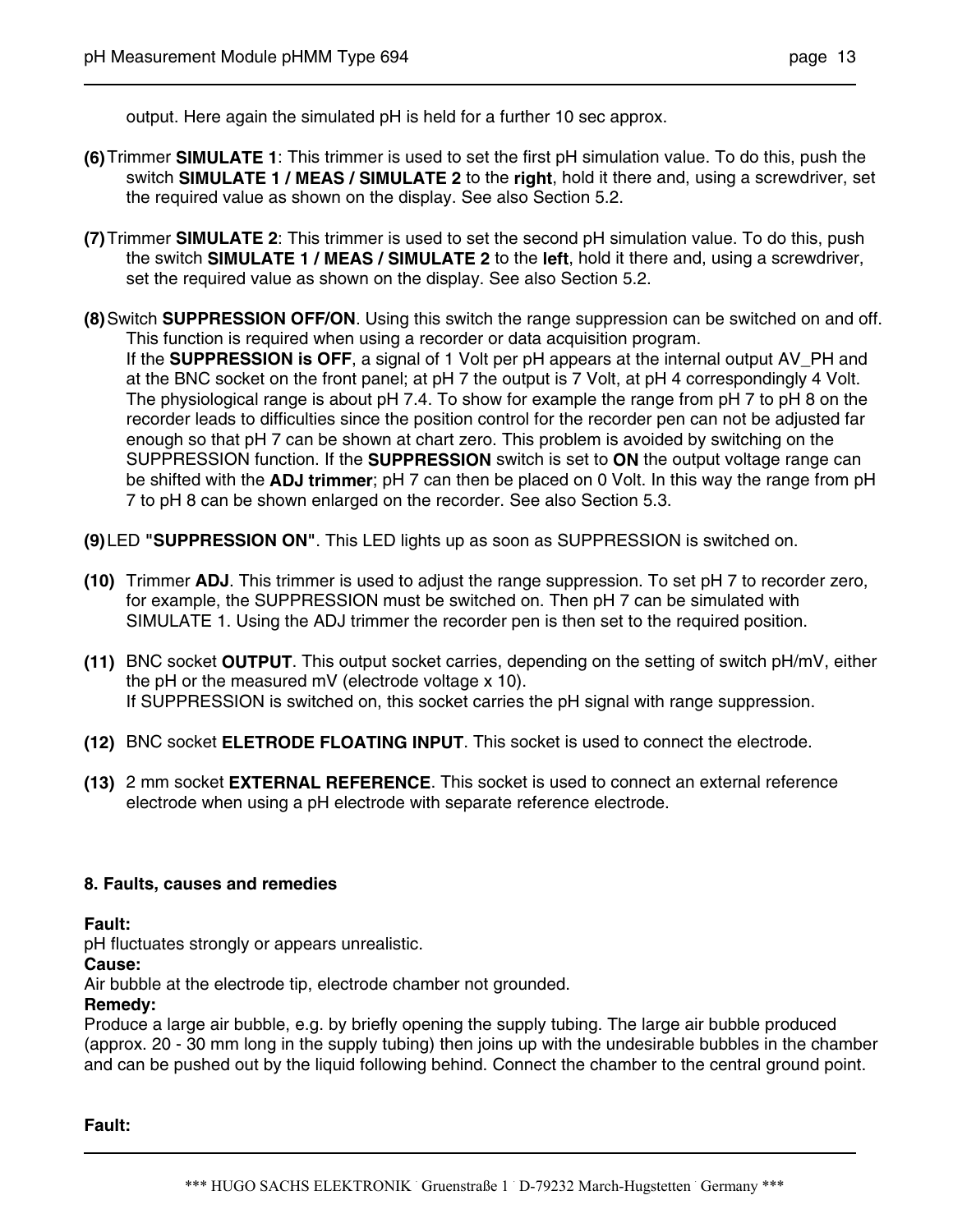output. Here again the simulated pH is held for a further 10 sec approx.

**(6)** Trimmer **SIMULATE 1**: This trimmer is used to set the first pH simulation value. To do this, push the switch **SIMULATE 1 / MEAS / SIMULATE 2** to the **right**, hold it there and, using a screwdriver, set the required value as shown on the display. See also Section 5.2.

**(7)** Trimmer **SIMULATE 2**: This trimmer is used to set the second pH simulation value. To do this, push the switch **SIMULATE 1 / MEAS / SIMULATE 2** to the **left**, hold it there and, using a screwdriver, set the required value as shown on the display. See also Section 5.2.

**(8)** Switch **SUPPRESSION OFF/ON**. Using this switch the range suppression can be switched on and off. This function is required when using a recorder or data acquisition program.
If the **SUPPRESSION is OFF**, a signal of 1 Volt per pH appears at the internal output AV_PH and at the BNC socket on the front panel; at pH 7 the output is 7 Volt, at pH 4 correspondingly 4 Volt. The physiological range is about pH 7.4. To show for example the range from pH 7 to pH 8 on the recorder leads to difficulties since the position control for the recorder pen can not be adjusted far enough so that pH 7 can be shown at chart zero. This problem is avoided by switching on the SUPPRESSION function. If the **SUPPRESSION** switch is set to **ON** the output voltage range can be shifted with the **ADJ trimmer**; pH 7 can then be placed on 0 Volt. In this way the range from pH 7 to pH 8 can be shown enlarged on the recorder. See also Section 5.3.

**(9)** LED **"SUPPRESSION ON"**. This LED lights up as soon as SUPPRESSION is switched on.

**(10)** Trimmer **ADJ**. This trimmer is used to adjust the range suppression. To set pH 7 to recorder zero, for example, the SUPPRESSION must be switched on. Then pH 7 can be simulated with SIMULATE 1. Using the ADJ trimmer the recorder pen is then set to the required position.

**(11)** BNC socket **OUTPUT**. This output socket carries, depending on the setting of switch pH/mV, either the pH or the measured mV (electrode voltage x 10).
If SUPPRESSION is switched on, this socket carries the pH signal with range suppression.

**(12)** BNC socket **ELETRODE FLOATING INPUT**. This socket is used to connect the electrode.

**(13)** 2 mm socket **EXTERNAL REFERENCE**. This socket is used to connect an external reference electrode when using a pH electrode with separate reference electrode.

## 8. Faults, causes and remedies

**Fault:**
pH fluctuates strongly or appears unrealistic.
**Cause:**
Air bubble at the electrode tip, electrode chamber not grounded.
**Remedy:**
Produce a large air bubble, e.g. by briefly opening the supply tubing. The large air bubble produced (approx. 20 - 30 mm long in the supply tubing) then joins up with the undesirable bubbles in the chamber and can be pushed out by the liquid following behind. Connect the chamber to the central ground point.

**Fault:**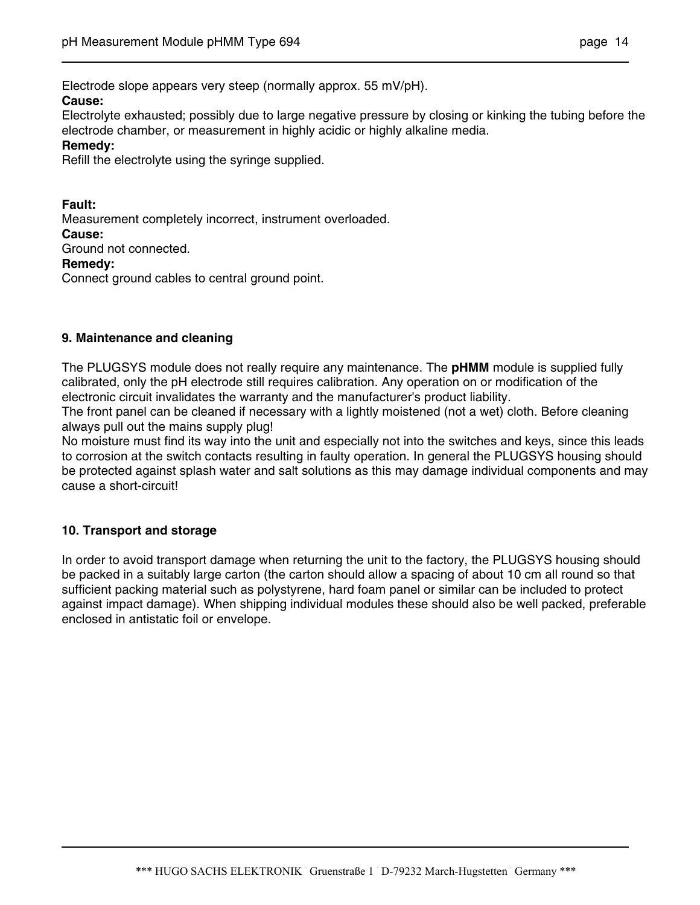Electrode slope appears very steep (normally approx. 55 mV/pH).

**Cause:**

Electrolyte exhausted; possibly due to large negative pressure by closing or kinking the tubing before the electrode chamber, or measurement in highly acidic or highly alkaline media.

**Remedy:**

Refill the electrolyte using the syringe supplied.

**Fault:**

Measurement completely incorrect, instrument overloaded.

**Cause:**

Ground not connected.

**Remedy:**

Connect ground cables to central ground point.

## 9. Maintenance and cleaning

The PLUGSYS module does not really require any maintenance. The **pHMM** module is supplied fully calibrated, only the pH electrode still requires calibration. Any operation on or modification of the electronic circuit invalidates the warranty and the manufacturer's product liability.

The front panel can be cleaned if necessary with a lightly moistened (not a wet) cloth. Before cleaning always pull out the mains supply plug!

No moisture must find its way into the unit and especially not into the switches and keys, since this leads to corrosion at the switch contacts resulting in faulty operation. In general the PLUGSYS housing should be protected against splash water and salt solutions as this may damage individual components and may cause a short-circuit!

## 10. Transport and storage

In order to avoid transport damage when returning the unit to the factory, the PLUGSYS housing should be packed in a suitably large carton (the carton should allow a spacing of about 10 cm all round so that sufficient packing material such as polystyrene, hard foam panel or similar can be included to protect against impact damage). When shipping individual modules these should also be well packed, preferable enclosed in antistatic foil or envelope.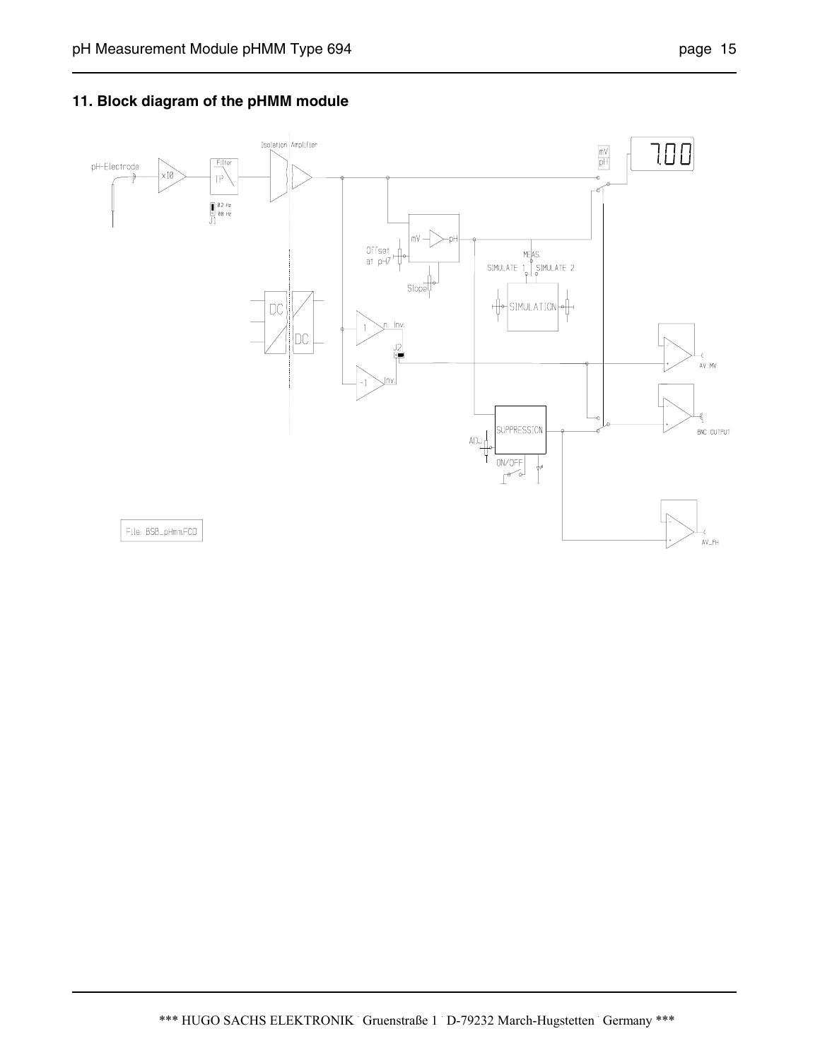## 11. Block diagram of the pHMM module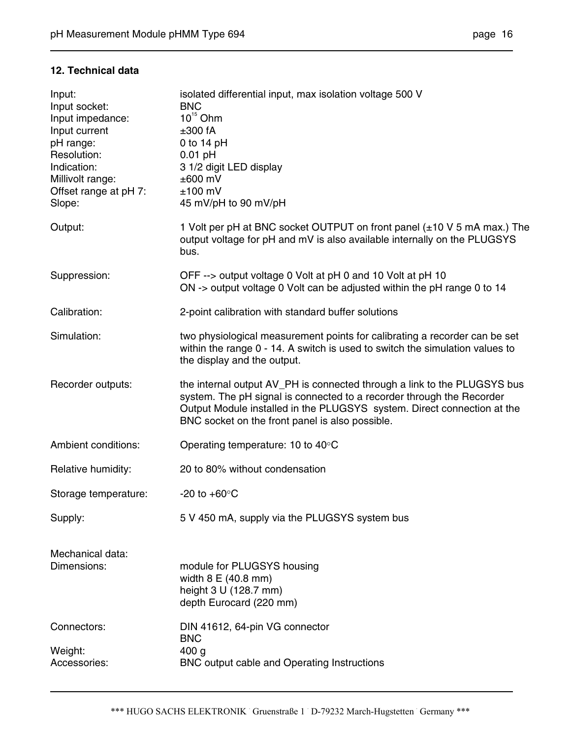## 12. Technical data

| | |
|---|---|
| Input: | isolated differential input, max isolation voltage 500 V |
| Input socket: | BNC |
| Input impedance: | $10^{15}$ Ohm |
| Input current | ±300 fA |
| pH range: | 0 to 14 pH |
| Resolution: | 0.01 pH |
| Indication: | 3 1/2 digit LED display |
| Millivolt range: | ±600 mV |
| Offset range at pH 7: | ±100 mV |
| Slope: | 45 mV/pH to 90 mV/pH |
| Output: | 1 Volt per pH at BNC socket OUTPUT on front panel (±10 V 5 mA max.) The output voltage for pH and mV is also available internally on the PLUGSYS bus. |
| Suppression: | OFF --> output voltage 0 Volt at pH 0 and 10 Volt at pH 10<br>ON -> output voltage 0 Volt can be adjusted within the pH range 0 to 14 |
| Calibration: | 2-point calibration with standard buffer solutions |
| Simulation: | two physiological measurement points for calibrating a recorder can be set within the range 0 - 14. A switch is used to switch the simulation values to the display and the output. |
| Recorder outputs: | the internal output AV_PH is connected through a link to the PLUGSYS bus system. The pH signal is connected to a recorder through the Recorder Output Module installed in the PLUGSYS system. Direct connection at the BNC socket on the front panel is also possible. |
| Ambient conditions: | Operating temperature: 10 to 40°C |
| Relative humidity: | 20 to 80% without condensation |
| Storage temperature: | -20 to +60°C |
| Supply: | 5 V 450 mA, supply via the PLUGSYS system bus |

Mechanical data:

| | |
|---|---|
| Dimensions: | module for PLUGSYS housing<br>width 8 E (40.8 mm)<br>height 3 U (128.7 mm)<br>depth Eurocard (220 mm) |
| Connectors: | DIN 41612, 64-pin VG connector<br>BNC |
| Weight: | 400 g |
| Accessories: | BNC output cable and Operating Instructions |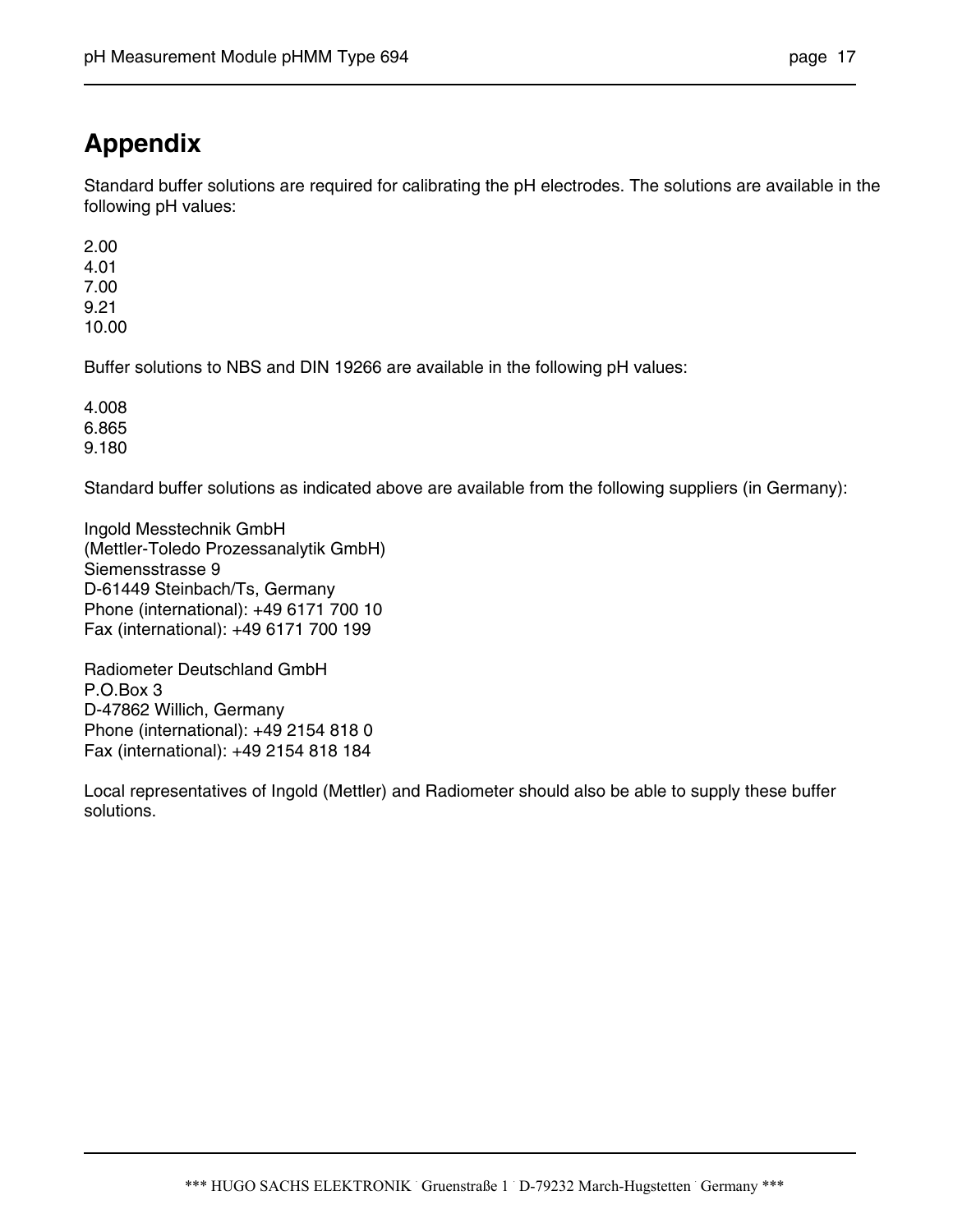# Appendix

Standard buffer solutions are required for calibrating the pH electrodes. The solutions are available in the following pH values:

2.00
4.01
7.00
9.21
10.00

Buffer solutions to NBS and DIN 19266 are available in the following pH values:

4.008
6.865
9.180

Standard buffer solutions as indicated above are available from the following suppliers (in Germany):

Ingold Messtechnik GmbH
(Mettler-Toledo Prozessanalytik GmbH)
Siemensstrasse 9
D-61449 Steinbach/Ts, Germany
Phone (international): +49 6171 700 10
Fax (international): +49 6171 700 199

Radiometer Deutschland GmbH
P.O.Box 3
D-47862 Willich, Germany
Phone (international): +49 2154 818 0
Fax (international): +49 2154 818 184

Local representatives of Ingold (Mettler) and Radiometer should also be able to supply these buffer solutions.